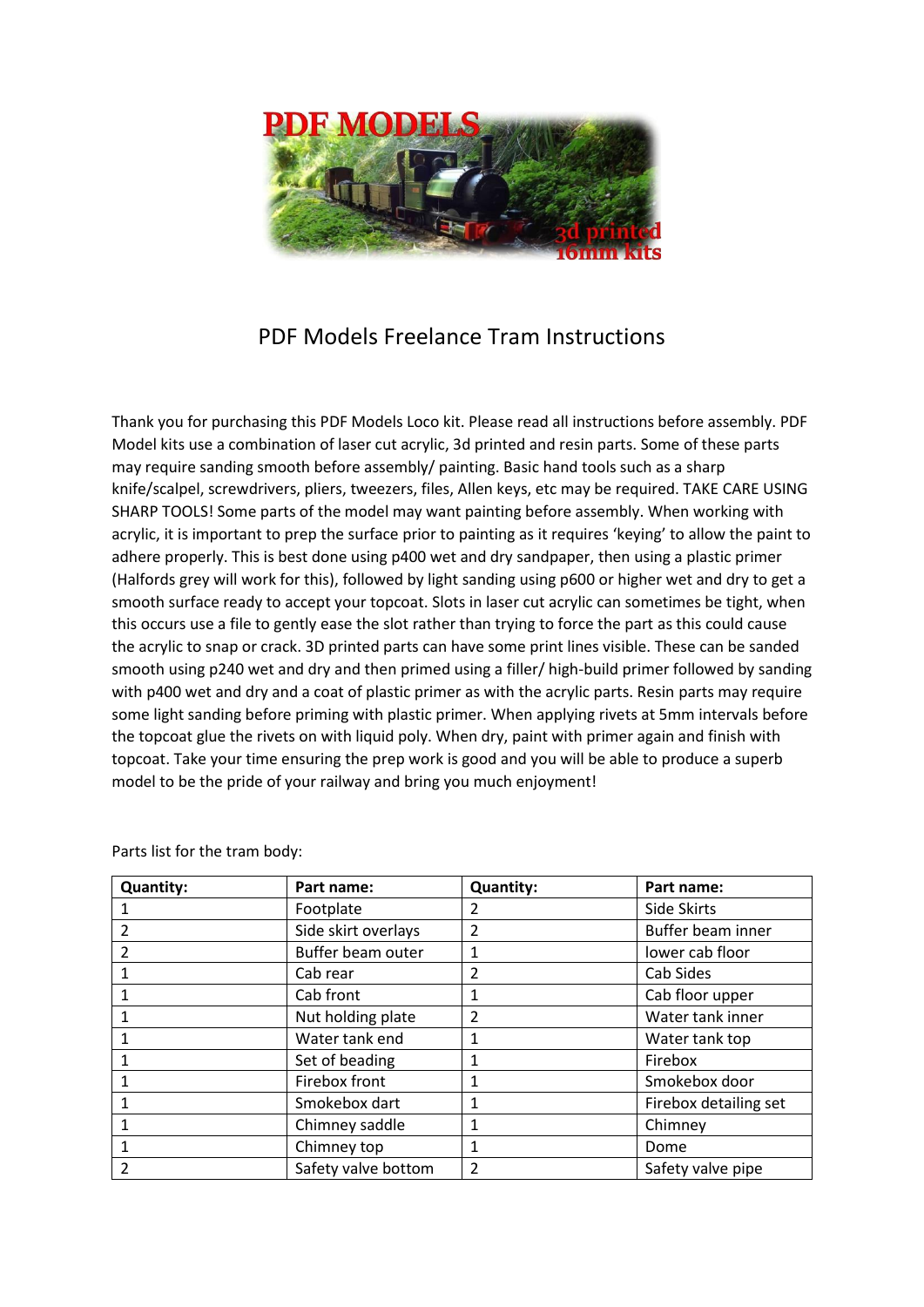# PDF Models Freelance Tram Instructions

Thank you for purchasing this PDF Models Loco kit. Please read all instructions before assembly. PDF Model kits use a combination of laser cut acrylic, 3d printed and resin parts. Some of these parts may require sanding smooth before assembly/ painting. Basic hand tools such as a sharp knife/scalpel, screwdrivers, pliers, tweezers, files, Allen keys, etc may be required. TAKE CARE USING SHARP TOOLS! Some parts of the model may want painting before assembly. When working with acrylic, it is important to prep the surface prior to painting as it requires 'keying' to allow the paint to adhere properly. This is best done using p400 wet and dry sandpaper, then using a plastic primer (Halfords grey will work for this), followed by light sanding using p600 or higher wet and dry to get a smooth surface ready to accept your topcoat. Slots in laser cut acrylic can sometimes be tight, when this occurs use a file to gently ease the slot rather than trying to force the part as this could cause the acrylic to snap or crack. 3D printed parts can have some print lines visible. These can be sanded smooth using p240 wet and dry and then primed using a filler/ high-build primer followed by sanding with p400 wet and dry and a coat of plastic primer as with the acrylic parts. Resin parts may require some light sanding before priming with plastic primer. When applying rivets at 5mm intervals before the topcoat glue the rivets on with liquid poly. When dry, paint with primer again and finish with topcoat. Take your time ensuring the prep work is good and you will be able to produce a superb model to be the pride of your railway and bring you much enjoyment!

Parts list for the tram body:

| Quantity: | Part name: | Quantity: | Part name: |
|---|---|---|---|
| 1 | Footplate | 2 | Side Skirts |
| 2 | Side skirt overlays | 2 | Buffer beam inner |
| 2 | Buffer beam outer | 1 | lower cab floor |
| 1 | Cab rear | 2 | Cab Sides |
| 1 | Cab front | 1 | Cab floor upper |
| 1 | Nut holding plate | 2 | Water tank inner |
| 1 | Water tank end | 1 | Water tank top |
| 1 | Set of beading | 1 | Firebox |
| 1 | Firebox front | 1 | Smokebox door |
| 1 | Smokebox dart | 1 | Firebox detailing set |
| 1 | Chimney saddle | 1 | Chimney |
| 1 | Chimney top | 1 | Dome |
| 2 | Safety valve bottom | 2 | Safety valve pipe |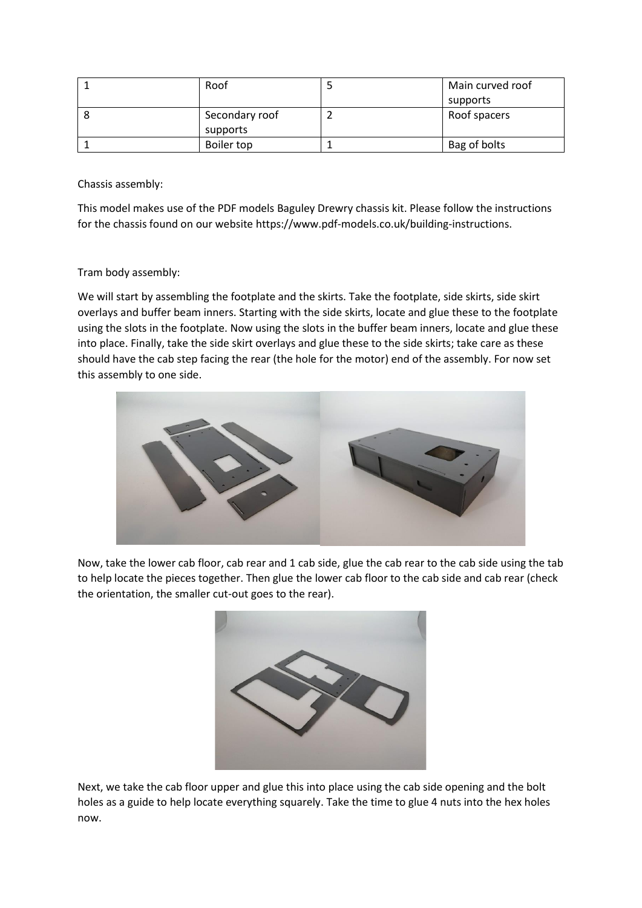| 1 | Roof | 5 | Main curved roof supports |
|---|---|---|---|
| 8 | Secondary roof supports | 2 | Roof spacers |
| 1 | Boiler top | 1 | Bag of bolts |

Chassis assembly:

This model makes use of the PDF models Baguley Drewry chassis kit. Please follow the instructions for the chassis found on our website https://www.pdf-models.co.uk/building-instructions.

Tram body assembly:

We will start by assembling the footplate and the skirts. Take the footplate, side skirts, side skirt overlays and buffer beam inners. Starting with the side skirts, locate and glue these to the footplate using the slots in the footplate. Now using the slots in the buffer beam inners, locate and glue these into place. Finally, take the side skirt overlays and glue these to the side skirts; take care as these should have the cab step facing the rear (the hole for the motor) end of the assembly. For now set this assembly to one side.

Now, take the lower cab floor, cab rear and 1 cab side, glue the cab rear to the cab side using the tab to help locate the pieces together. Then glue the lower cab floor to the cab side and cab rear (check the orientation, the smaller cut-out goes to the rear).

Next, we take the cab floor upper and glue this into place using the cab side opening and the bolt holes as a guide to help locate everything squarely. Take the time to glue 4 nuts into the hex holes now.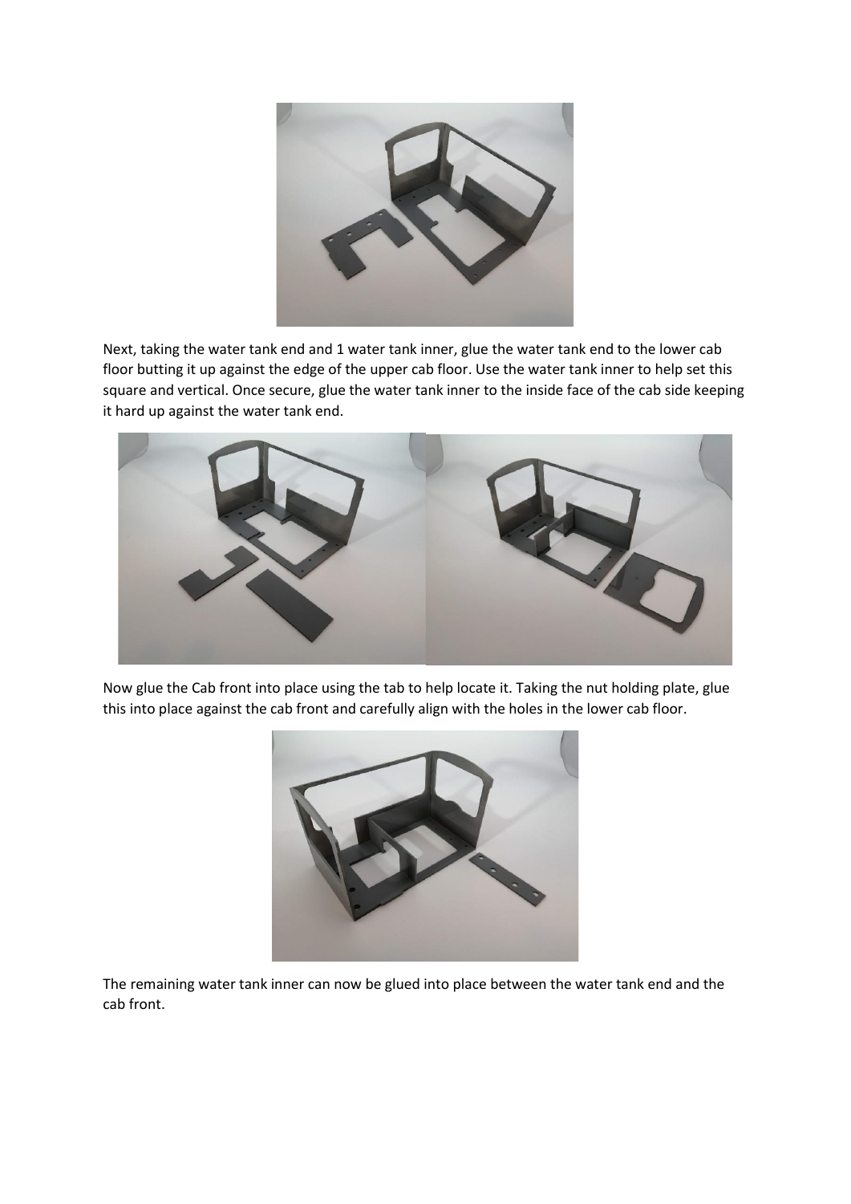Next, taking the water tank end and 1 water tank inner, glue the water tank end to the lower cab floor butting it up against the edge of the upper cab floor. Use the water tank inner to help set this square and vertical. Once secure, glue the water tank inner to the inside face of the cab side keeping it hard up against the water tank end.

Now glue the Cab front into place using the tab to help locate it. Taking the nut holding plate, glue this into place against the cab front and carefully align with the holes in the lower cab floor.

The remaining water tank inner can now be glued into place between the water tank end and the cab front.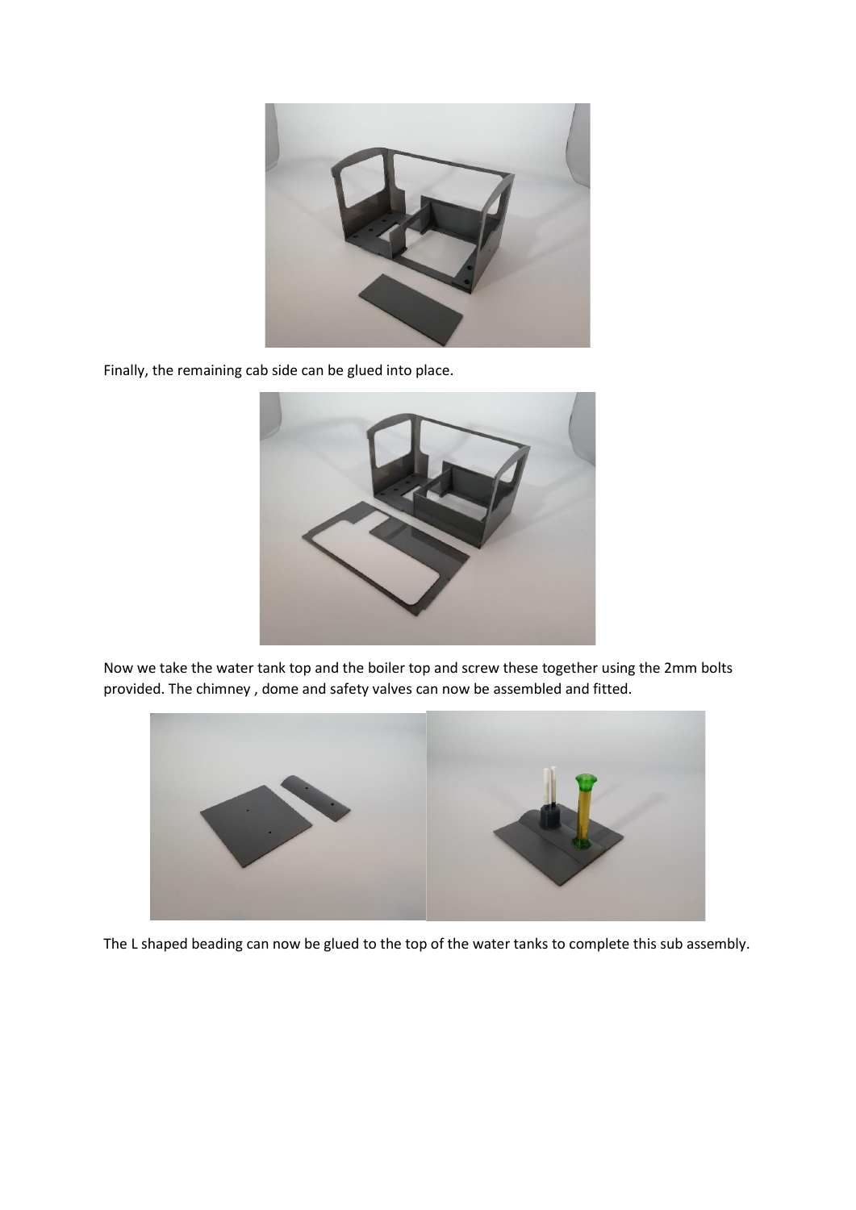Finally, the remaining cab side can be glued into place.

Now we take the water tank top and the boiler top and screw these together using the 2mm bolts provided. The chimney , dome and safety valves can now be assembled and fitted.

The L shaped beading can now be glued to the top of the water tanks to complete this sub assembly.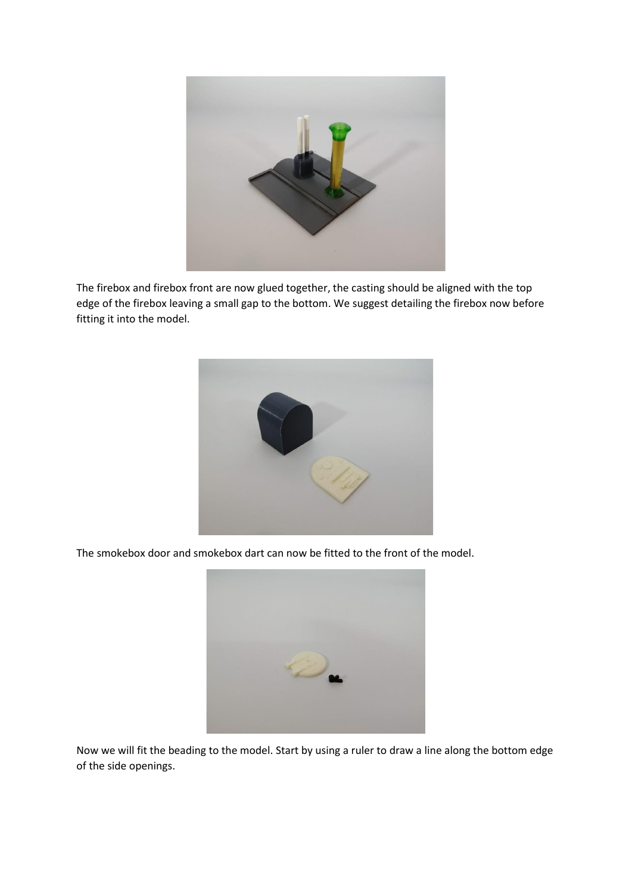The firebox and firebox front are now glued together, the casting should be aligned with the top edge of the firebox leaving a small gap to the bottom. We suggest detailing the firebox now before fitting it into the model.

The smokebox door and smokebox dart can now be fitted to the front of the model.

Now we will fit the beading to the model. Start by using a ruler to draw a line along the bottom edge of the side openings.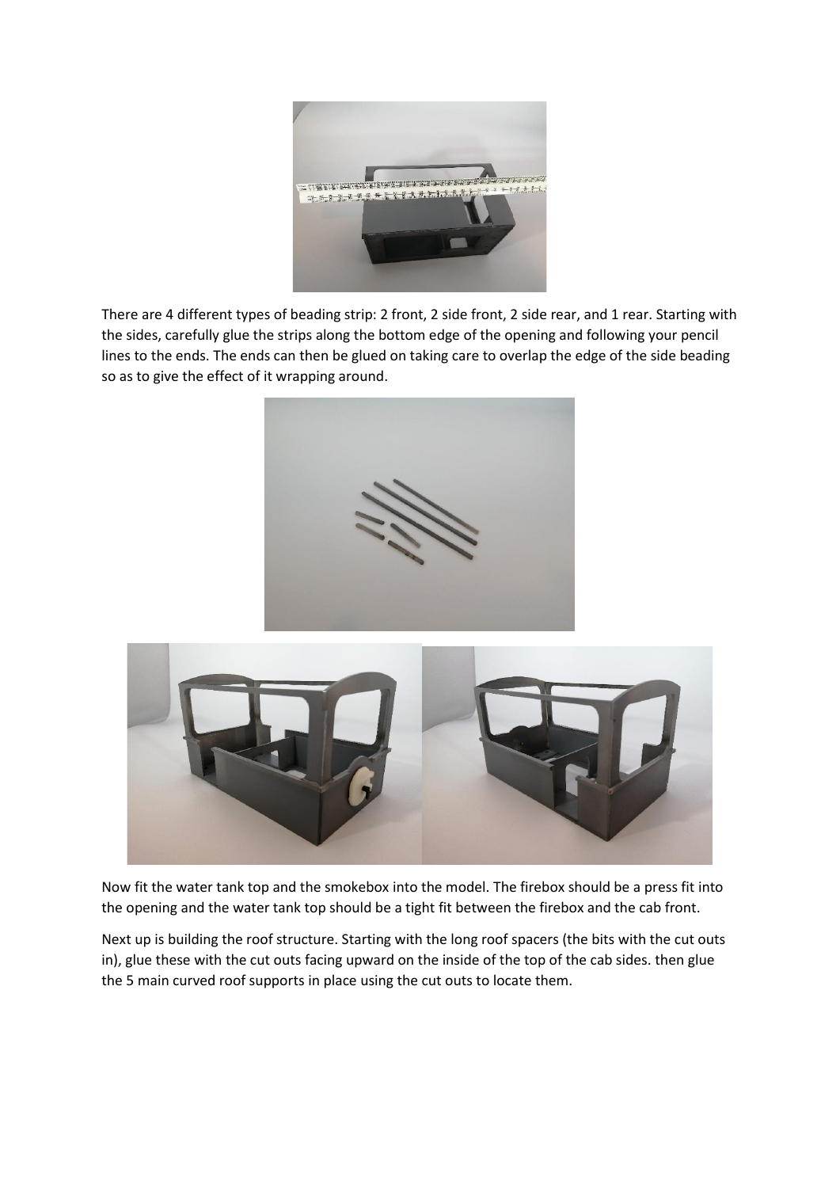There are 4 different types of beading strip: 2 front, 2 side front, 2 side rear, and 1 rear. Starting with the sides, carefully glue the strips along the bottom edge of the opening and following your pencil lines to the ends. The ends can then be glued on taking care to overlap the edge of the side beading so as to give the effect of it wrapping around.

Now fit the water tank top and the smokebox into the model. The firebox should be a press fit into the opening and the water tank top should be a tight fit between the firebox and the cab front.

Next up is building the roof structure. Starting with the long roof spacers (the bits with the cut outs in), glue these with the cut outs facing upward on the inside of the top of the cab sides. then glue the 5 main curved roof supports in place using the cut outs to locate them.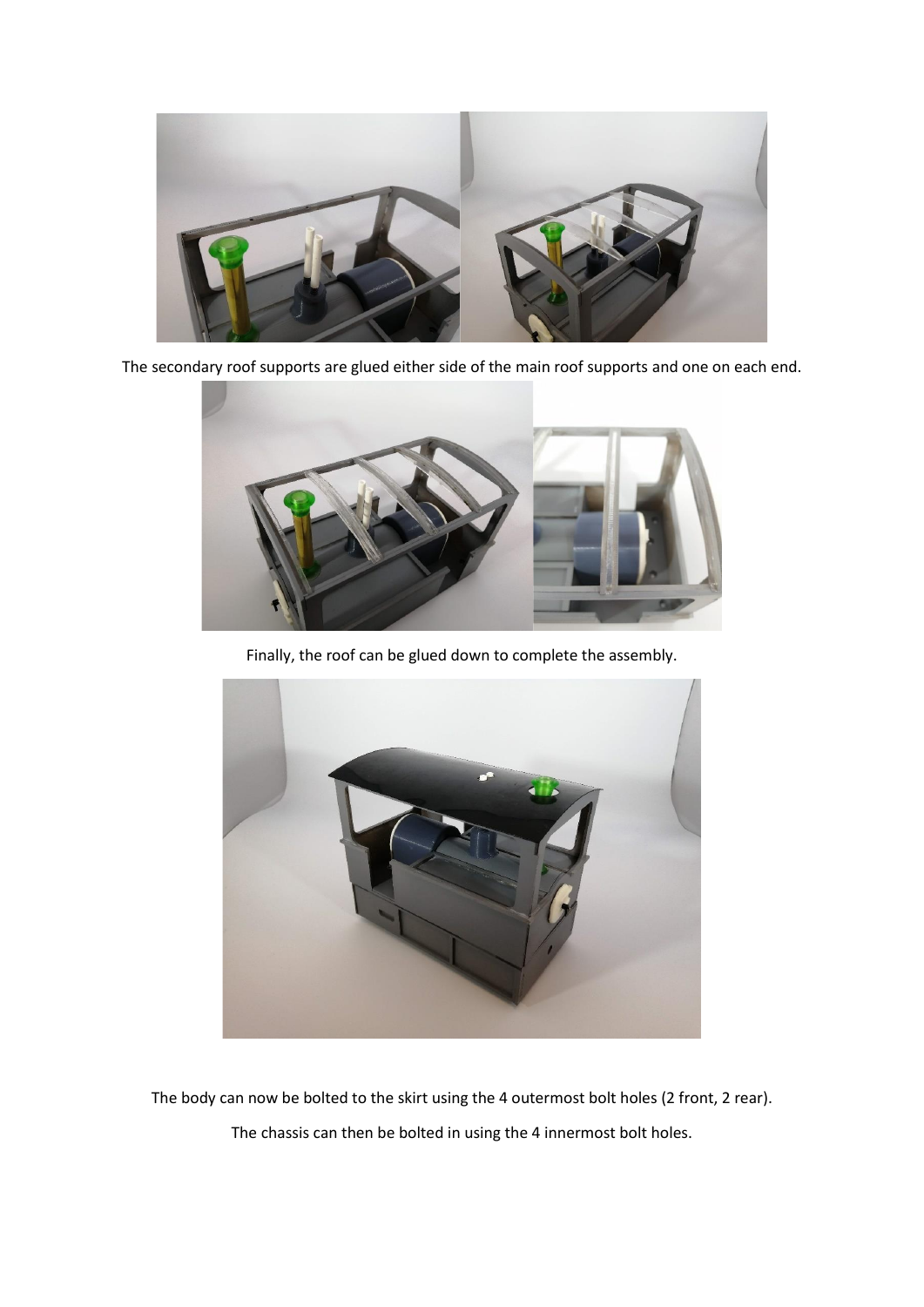The secondary roof supports are glued either side of the main roof supports and one on each end.

Finally, the roof can be glued down to complete the assembly.

The body can now be bolted to the skirt using the 4 outermost bolt holes (2 front, 2 rear).

The chassis can then be bolted in using the 4 innermost bolt holes.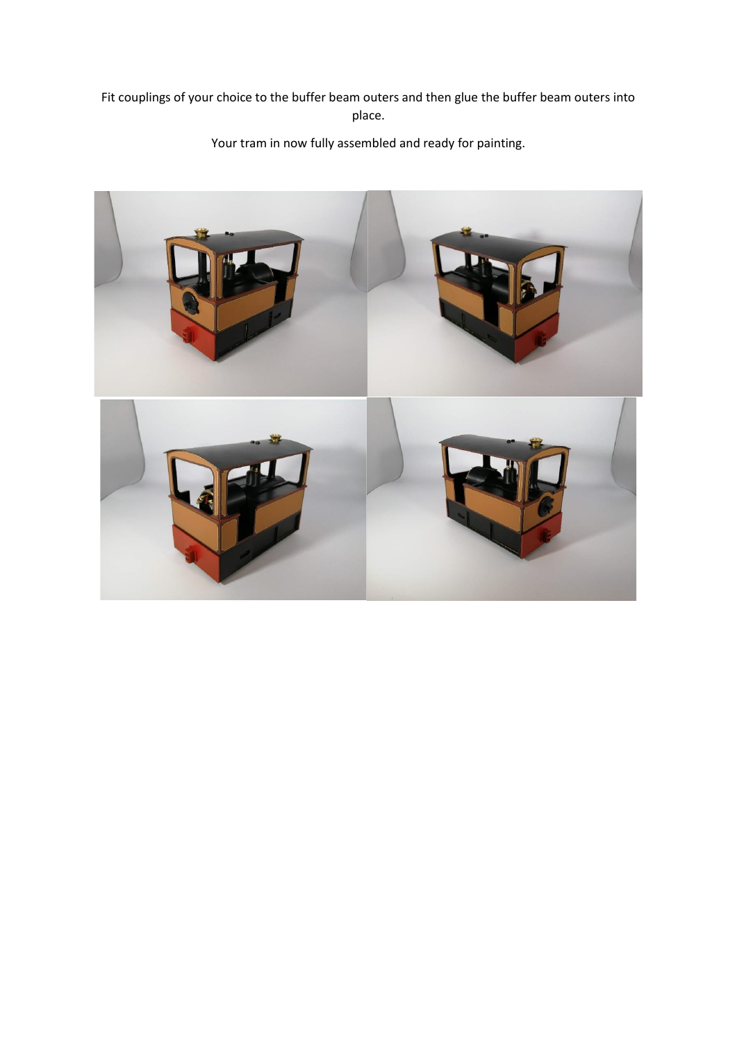Fit couplings of your choice to the buffer beam outers and then glue the buffer beam outers into place.

Your tram in now fully assembled and ready for painting.